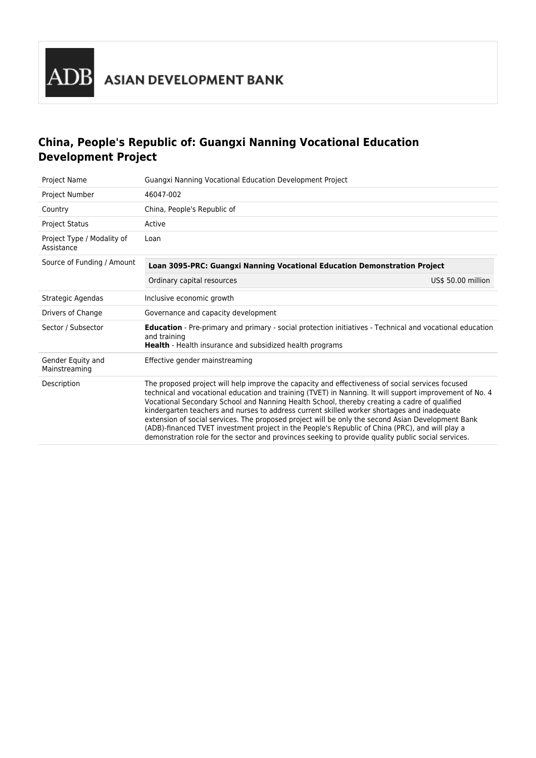ASIAN DEVELOPMENT BANK

# China, People's Republic of: Guangxi Nanning Vocational Education Development Project

| | |
|---|---|
| Project Name | Guangxi Nanning Vocational Education Development Project |
| Project Number | 46047-002 |
| Country | China, People's Republic of |
| Project Status | Active |
| Project Type / Modality of Assistance | Loan |
| Source of Funding / Amount | **Loan 3095-PRC: Guangxi Nanning Vocational Education Demonstration Project**<br>Ordinary capital resources — US$ 50.00 million |
| Strategic Agendas | Inclusive economic growth |
| Drivers of Change | Governance and capacity development |
| Sector / Subsector | **Education** - Pre-primary and primary - social protection initiatives - Technical and vocational education and training<br>**Health** - Health insurance and subsidized health programs |
| Gender Equity and Mainstreaming | Effective gender mainstreaming |
| Description | The proposed project will help improve the capacity and effectiveness of social services focused technical and vocational education and training (TVET) in Nanning. It will support improvement of No. 4 Vocational Secondary School and Nanning Health School, thereby creating a cadre of qualified kindergarten teachers and nurses to address current skilled worker shortages and inadequate extension of social services. The proposed project will be only the second Asian Development Bank (ADB)-financed TVET investment project in the People's Republic of China (PRC), and will play a demonstration role for the sector and provinces seeking to provide quality public social services. |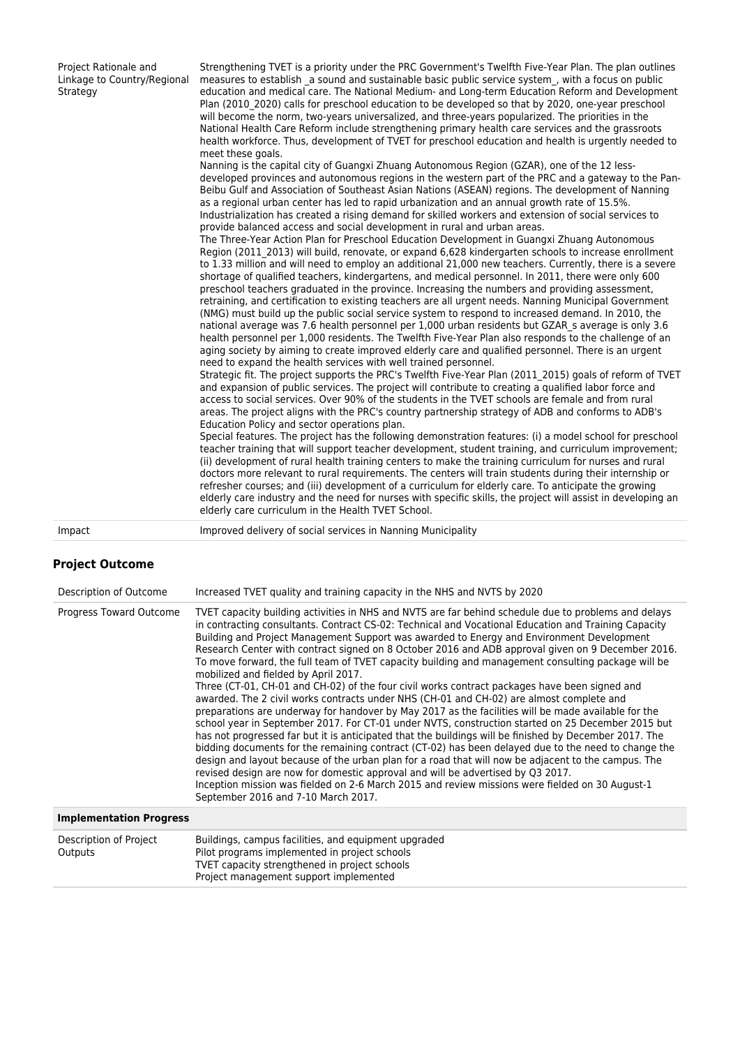| | |
|---|---|
| Project Rationale and Linkage to Country/Regional Strategy | Strengthening TVET is a priority under the PRC Government's Twelfth Five-Year Plan. The plan outlines measures to establish _a sound and sustainable basic public service system_, with a focus on public education and medical care. The National Medium- and Long-term Education Reform and Development Plan (2010_2020) calls for preschool education to be developed so that by 2020, one-year preschool will become the norm, two-years universalized, and three-years popularized. The priorities in the National Health Care Reform include strengthening primary health care services and the grassroots health workforce. Thus, development of TVET for preschool education and health is urgently needed to meet these goals.<br>Nanning is the capital city of Guangxi Zhuang Autonomous Region (GZAR), one of the 12 less-developed provinces and autonomous regions in the western part of the PRC and a gateway to the Pan-Beibu Gulf and Association of Southeast Asian Nations (ASEAN) regions. The development of Nanning as a regional urban center has led to rapid urbanization and an annual growth rate of 15.5%. Industrialization has created a rising demand for skilled workers and extension of social services to provide balanced access and social development in rural and urban areas.<br>The Three-Year Action Plan for Preschool Education Development in Guangxi Zhuang Autonomous Region (2011_2013) will build, renovate, or expand 6,628 kindergarten schools to increase enrollment to 1.33 million and will need to employ an additional 21,000 new teachers. Currently, there is a severe shortage of qualified teachers, kindergartens, and medical personnel. In 2011, there were only 600 preschool teachers graduated in the province. Increasing the numbers and providing assessment, retraining, and certification to existing teachers are all urgent needs. Nanning Municipal Government (NMG) must build up the public social service system to respond to increased demand. In 2010, the national average was 7.6 health personnel per 1,000 urban residents but GZAR_s average is only 3.6 health personnel per 1,000 residents. The Twelfth Five-Year Plan also responds to the challenge of an aging society by aiming to create improved elderly care and qualified personnel. There is an urgent need to expand the health services with well trained personnel.<br>Strategic fit. The project supports the PRC's Twelfth Five-Year Plan (2011_2015) goals of reform of TVET and expansion of public services. The project will contribute to creating a qualified labor force and access to social services. Over 90% of the students in the TVET schools are female and from rural areas. The project aligns with the PRC's country partnership strategy of ADB and conforms to ADB's Education Policy and sector operations plan.<br>Special features. The project has the following demonstration features: (i) a model school for preschool teacher training that will support teacher development, student training, and curriculum improvement; (ii) development of rural health training centers to make the training curriculum for nurses and rural doctors more relevant to rural requirements. The centers will train students during their internship or refresher courses; and (iii) development of a curriculum for elderly care. To anticipate the growing elderly care industry and the need for nurses with specific skills, the project will assist in developing an elderly care curriculum in the Health TVET School. |
| Impact | Improved delivery of social services in Nanning Municipality |

## Project Outcome

| | |
|---|---|
| Description of Outcome | Increased TVET quality and training capacity in the NHS and NVTS by 2020 |
| Progress Toward Outcome | TVET capacity building activities in NHS and NVTS are far behind schedule due to problems and delays in contracting consultants. Contract CS-02: Technical and Vocational Education and Training Capacity Building and Project Management Support was awarded to Energy and Environment Development Research Center with contract signed on 8 October 2016 and ADB approval given on 9 December 2016. To move forward, the full team of TVET capacity building and management consulting package will be mobilized and fielded by April 2017.<br>Three (CT-01, CH-01 and CH-02) of the four civil works contract packages have been signed and awarded. The 2 civil works contracts under NHS (CH-01 and CH-02) are almost complete and preparations are underway for handover by May 2017 as the facilities will be made available for the school year in September 2017. For CT-01 under NVTS, construction started on 25 December 2015 but has not progressed far but it is anticipated that the buildings will be finished by December 2017. The bidding documents for the remaining contract (CT-02) has been delayed due to the need to change the design and layout because of the urban plan for a road that will now be adjacent to the campus. The revised design are now for domestic approval and will be advertised by Q3 2017.<br>Inception mission was fielded on 2-6 March 2015 and review missions were fielded on 30 August-1 September 2016 and 7-10 March 2017. |

| **Implementation Progress** | |
|---|---|
| Description of Project Outputs | Buildings, campus facilities, and equipment upgraded<br>Pilot programs implemented in project schools<br>TVET capacity strengthened in project schools<br>Project management support implemented |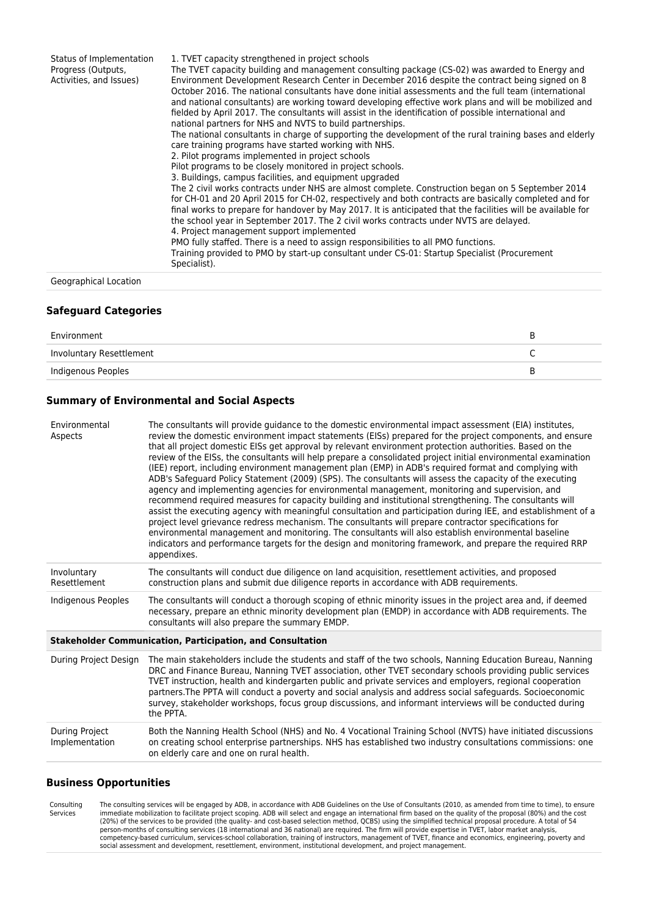| | |
|---|---|
| Status of Implementation Progress (Outputs, Activities, and Issues) | 1. TVET capacity strengthened in project schools<br>The TVET capacity building and management consulting package (CS-02) was awarded to Energy and Environment Development Research Center in December 2016 despite the contract being signed on 8 October 2016. The national consultants have done initial assessments and the full team (international and national consultants) are working toward developing effective work plans and will be mobilized and fielded by April 2017. The consultants will assist in the identification of possible international and national partners for NHS and NVTS to build partnerships.<br>The national consultants in charge of supporting the development of the rural training bases and elderly care training programs have started working with NHS.<br>2. Pilot programs implemented in project schools<br>Pilot programs to be closely monitored in project schools.<br>3. Buildings, campus facilities, and equipment upgraded<br>The 2 civil works contracts under NHS are almost complete. Construction began on 5 September 2014 for CH-01 and 20 April 2015 for CH-02, respectively and both contracts are basically completed and for final works to prepare for handover by May 2017. It is anticipated that the facilities will be available for the school year in September 2017. The 2 civil works contracts under NVTS are delayed.<br>4. Project management support implemented<br>PMO fully staffed. There is a need to assign responsibilities to all PMO functions.<br>Training provided to PMO by start-up consultant under CS-01: Startup Specialist (Procurement Specialist). |
| Geographical Location | |

## Safeguard Categories

| | |
|---|---|
| Environment | B |
| Involuntary Resettlement | C |
| Indigenous Peoples | B |

## Summary of Environmental and Social Aspects

| | |
|---|---|
| Environmental Aspects | The consultants will provide guidance to the domestic environmental impact assessment (EIA) institutes, review the domestic environment impact statements (EISs) prepared for the project components, and ensure that all project domestic EISs get approval by relevant environment protection authorities. Based on the review of the EISs, the consultants will help prepare a consolidated project initial environmental examination (IEE) report, including environment management plan (EMP) in ADB's required format and complying with ADB's Safeguard Policy Statement (2009) (SPS). The consultants will assess the capacity of the executing agency and implementing agencies for environmental management, monitoring and supervision, and recommend required measures for capacity building and institutional strengthening. The consultants will assist the executing agency with meaningful consultation and participation during IEE, and establishment of a project level grievance redress mechanism. The consultants will prepare contractor specifications for environmental management and monitoring. The consultants will also establish environmental baseline indicators and performance targets for the design and monitoring framework, and prepare the required RRP appendixes. |
| Involuntary Resettlement | The consultants will conduct due diligence on land acquisition, resettlement activities, and proposed construction plans and submit due diligence reports in accordance with ADB requirements. |
| Indigenous Peoples | The consultants will conduct a thorough scoping of ethnic minority issues in the project area and, if deemed necessary, prepare an ethnic minority development plan (EMDP) in accordance with ADB requirements. The consultants will also prepare the summary EMDP. |
| **Stakeholder Communication, Participation, and Consultation** | |
| During Project Design | The main stakeholders include the students and staff of the two schools, Nanning Education Bureau, Nanning DRC and Finance Bureau, Nanning TVET association, other TVET secondary schools providing public services TVET instruction, health and kindergarten public and private services and employers, regional cooperation partners.The PPTA will conduct a poverty and social analysis and address social safeguards. Socioeconomic survey, stakeholder workshops, focus group discussions, and informant interviews will be conducted during the PPTA. |
| During Project Implementation | Both the Nanning Health School (NHS) and No. 4 Vocational Training School (NVTS) have initiated discussions on creating school enterprise partnerships. NHS has established two industry consultations commissions: one on elderly care and one on rural health. |

## Business Opportunities

| | |
|---|---|
| Consulting Services | The consulting services will be engaged by ADB, in accordance with ADB Guidelines on the Use of Consultants (2010, as amended from time to time), to ensure immediate mobilization to facilitate project scoping. ADB will select and engage an international firm based on the quality of the proposal (80%) and the cost (20%) of the services to be provided (the quality- and cost-based selection method, QCBS) using the simplified technical proposal procedure. A total of 54 person-months of consulting services (18 international and 36 national) are required. The firm will provide expertise in TVET, labor market analysis, competency-based curriculum, services-school collaboration, training of instructors, management of TVET, finance and economics, engineering, poverty and social assessment and development, resettlement, environment, institutional development, and project management. |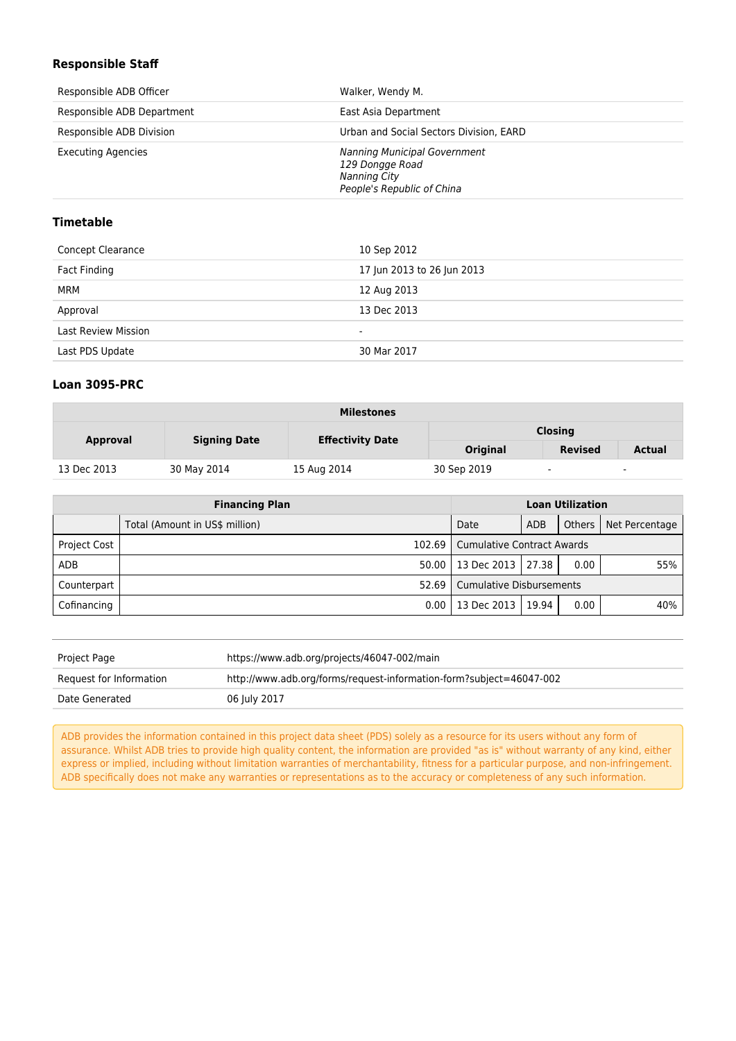### Responsible Staff

| | |
|---|---|
| Responsible ADB Officer | Walker, Wendy M. |
| Responsible ADB Department | East Asia Department |
| Responsible ADB Division | Urban and Social Sectors Division, EARD |
| Executing Agencies | *Nanning Municipal Government*<br>*129 Dongge Road*<br>*Nanning City*<br>*People's Republic of China* |

### Timetable

| | |
|---|---|
| Concept Clearance | 10 Sep 2012 |
| Fact Finding | 17 Jun 2013 to 26 Jun 2013 |
| MRM | 12 Aug 2013 |
| Approval | 13 Dec 2013 |
| Last Review Mission | - |
| Last PDS Update | 30 Mar 2017 |

### Loan 3095-PRC

| Milestones | | | | | |
|---|---|---|---|---|---|
| Approval | Signing Date | Effectivity Date | Closing | | |
| | | | Original | Revised | Actual |
| 13 Dec 2013 | 30 May 2014 | 15 Aug 2014 | 30 Sep 2019 | - | - |

| Financing Plan | | Loan Utilization | | | |
|---|---|---|---|---|---|
| | Total (Amount in US$ million) | Date | ADB | Others | Net Percentage |
| Project Cost | 102.69 | Cumulative Contract Awards | | | |
| ADB | 50.00 | 13 Dec 2013 | 27.38 | 0.00 | 55% |
| Counterpart | 52.69 | Cumulative Disbursements | | | |
| Cofinancing | 0.00 | 13 Dec 2013 | 19.94 | 0.00 | 40% |

| | |
|---|---|
| Project Page | https://www.adb.org/projects/46047-002/main |
| Request for Information | http://www.adb.org/forms/request-information-form?subject=46047-002 |
| Date Generated | 06 July 2017 |

ADB provides the information contained in this project data sheet (PDS) solely as a resource for its users without any form of assurance. Whilst ADB tries to provide high quality content, the information are provided "as is" without warranty of any kind, either express or implied, including without limitation warranties of merchantability, fitness for a particular purpose, and non-infringement. ADB specifically does not make any warranties or representations as to the accuracy or completeness of any such information.